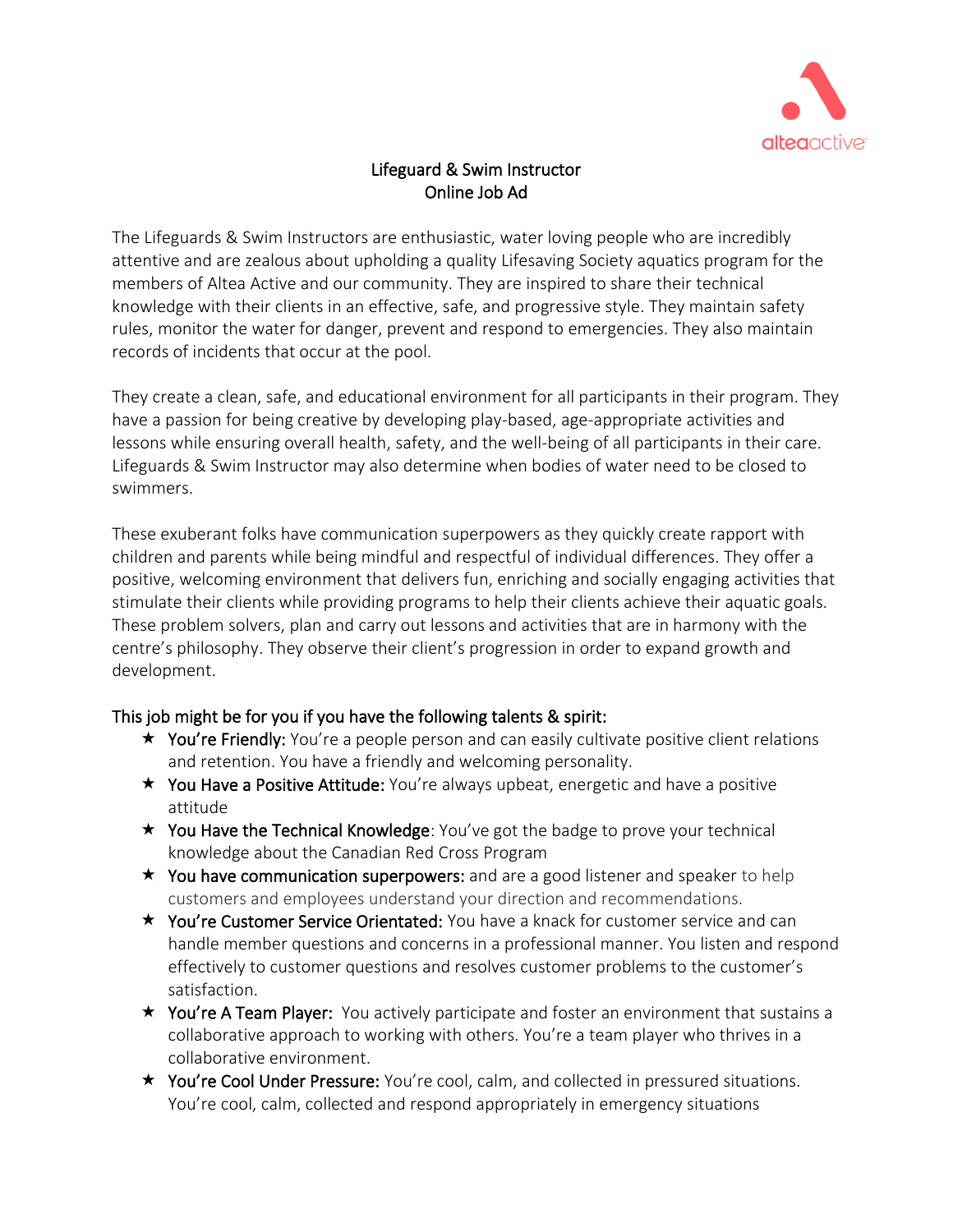altea active

# Lifeguard & Swim Instructor
## Online Job Ad

The Lifeguards & Swim Instructors are enthusiastic, water loving people who are incredibly attentive and are zealous about upholding a quality Lifesaving Society aquatics program for the members of Altea Active and our community. They are inspired to share their technical knowledge with their clients in an effective, safe, and progressive style. They maintain safety rules, monitor the water for danger, prevent and respond to emergencies. They also maintain records of incidents that occur at the pool.

They create a clean, safe, and educational environment for all participants in their program. They have a passion for being creative by developing play-based, age-appropriate activities and lessons while ensuring overall health, safety, and the well-being of all participants in their care. Lifeguards & Swim Instructor may also determine when bodies of water need to be closed to swimmers.

These exuberant folks have communication superpowers as they quickly create rapport with children and parents while being mindful and respectful of individual differences. They offer a positive, welcoming environment that delivers fun, enriching and socially engaging activities that stimulate their clients while providing programs to help their clients achieve their aquatic goals. These problem solvers, plan and carry out lessons and activities that are in harmony with the centre's philosophy. They observe their client's progression in order to expand growth and development.

### This job might be for you if you have the following talents & spirit:

★ **You're Friendly:** You're a people person and can easily cultivate positive client relations and retention. You have a friendly and welcoming personality.

★ **You Have a Positive Attitude:** You're always upbeat, energetic and have a positive attitude

★ **You Have the Technical Knowledge**: You've got the badge to prove your technical knowledge about the Canadian Red Cross Program

★ **You have communication superpowers:** and are a good listener and speaker to help customers and employees understand your direction and recommendations.

★ **You're Customer Service Orientated:** You have a knack for customer service and can handle member questions and concerns in a professional manner. You listen and respond effectively to customer questions and resolves customer problems to the customer's satisfaction.

★ **You're A Team Player:** You actively participate and foster an environment that sustains a collaborative approach to working with others. You're a team player who thrives in a collaborative environment.

★ **You're Cool Under Pressure:** You're cool, calm, and collected in pressured situations. You're cool, calm, collected and respond appropriately in emergency situations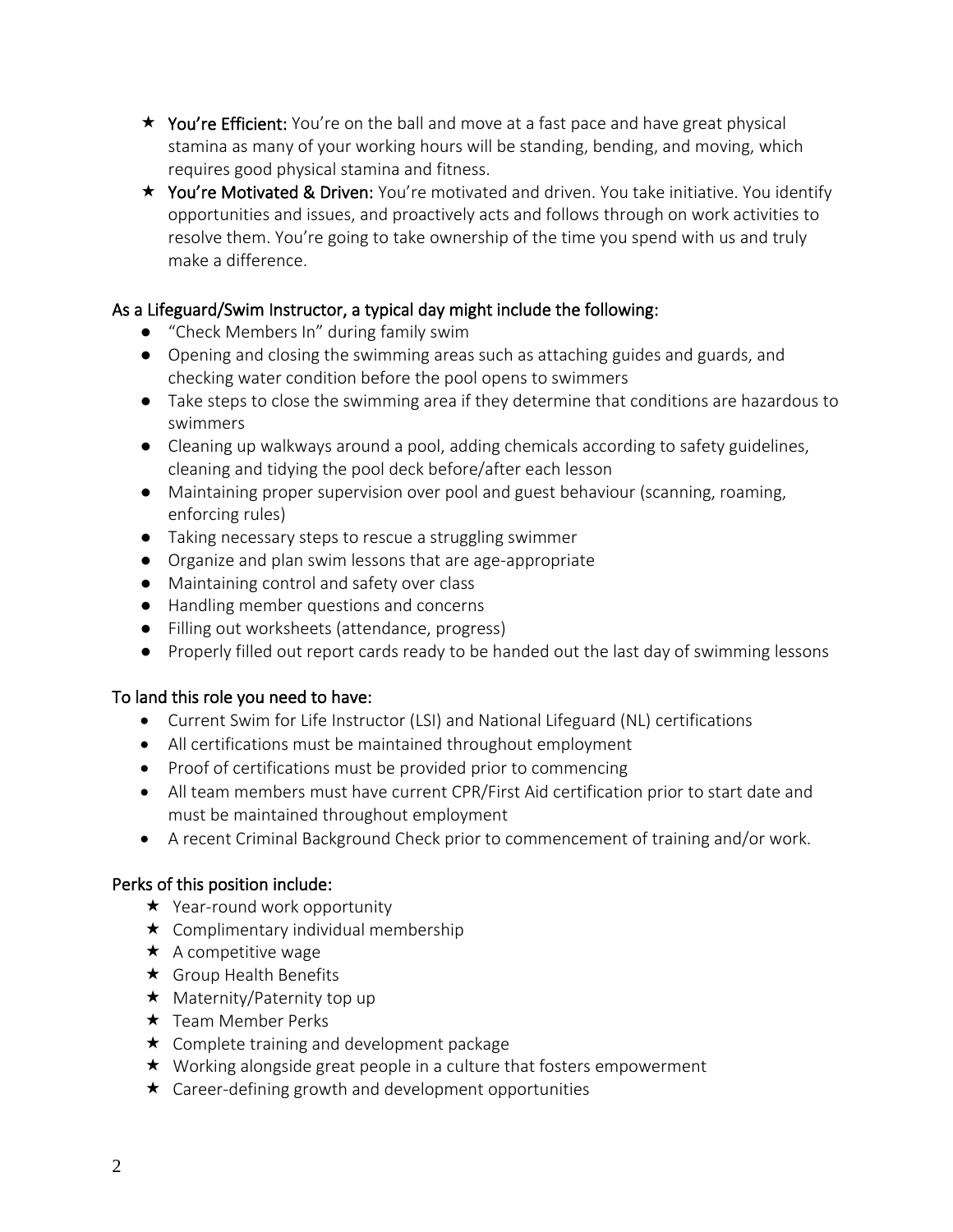- **You're Efficient:** You're on the ball and move at a fast pace and have great physical stamina as many of your working hours will be standing, bending, and moving, which requires good physical stamina and fitness.
- **You're Motivated & Driven:** You're motivated and driven. You take initiative. You identify opportunities and issues, and proactively acts and follows through on work activities to resolve them. You're going to take ownership of the time you spend with us and truly make a difference.

## As a Lifeguard/Swim Instructor, a typical day might include the following:

- "Check Members In" during family swim
- Opening and closing the swimming areas such as attaching guides and guards, and checking water condition before the pool opens to swimmers
- Take steps to close the swimming area if they determine that conditions are hazardous to swimmers
- Cleaning up walkways around a pool, adding chemicals according to safety guidelines, cleaning and tidying the pool deck before/after each lesson
- Maintaining proper supervision over pool and guest behaviour (scanning, roaming, enforcing rules)
- Taking necessary steps to rescue a struggling swimmer
- Organize and plan swim lessons that are age-appropriate
- Maintaining control and safety over class
- Handling member questions and concerns
- Filling out worksheets (attendance, progress)
- Properly filled out report cards ready to be handed out the last day of swimming lessons

## To land this role you need to have:

- Current Swim for Life Instructor (LSI) and National Lifeguard (NL) certifications
- All certifications must be maintained throughout employment
- Proof of certifications must be provided prior to commencing
- All team members must have current CPR/First Aid certification prior to start date and must be maintained throughout employment
- A recent Criminal Background Check prior to commencement of training and/or work.

## Perks of this position include:

- Year-round work opportunity
- Complimentary individual membership
- A competitive wage
- Group Health Benefits
- Maternity/Paternity top up
- Team Member Perks
- Complete training and development package
- Working alongside great people in a culture that fosters empowerment
- Career-defining growth and development opportunities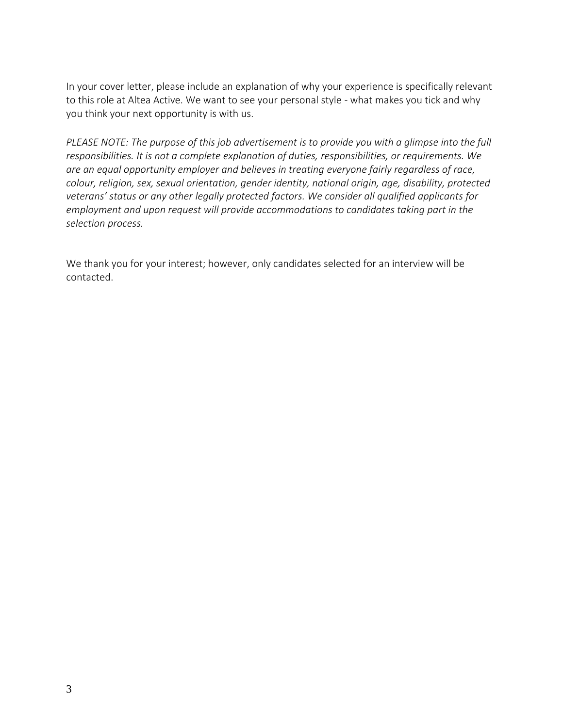In your cover letter, please include an explanation of why your experience is specifically relevant to this role at Altea Active. We want to see your personal style - what makes you tick and why you think your next opportunity is with us.

*PLEASE NOTE: The purpose of this job advertisement is to provide you with a glimpse into the full responsibilities. It is not a complete explanation of duties, responsibilities, or requirements. We are an equal opportunity employer and believes in treating everyone fairly regardless of race, colour, religion, sex, sexual orientation, gender identity, national origin, age, disability, protected veterans' status or any other legally protected factors. We consider all qualified applicants for employment and upon request will provide accommodations to candidates taking part in the selection process.*

We thank you for your interest; however, only candidates selected for an interview will be contacted.